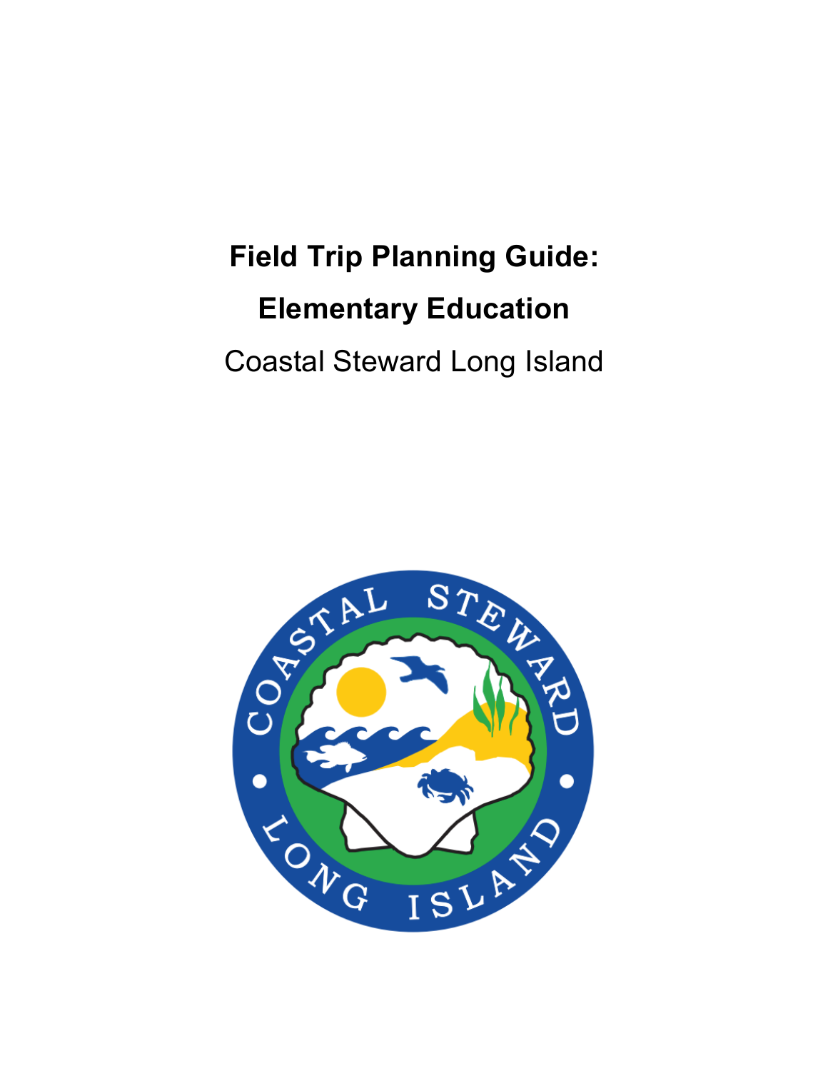# Field Trip Planning Guide:

# Elementary Education

Coastal Steward Long Island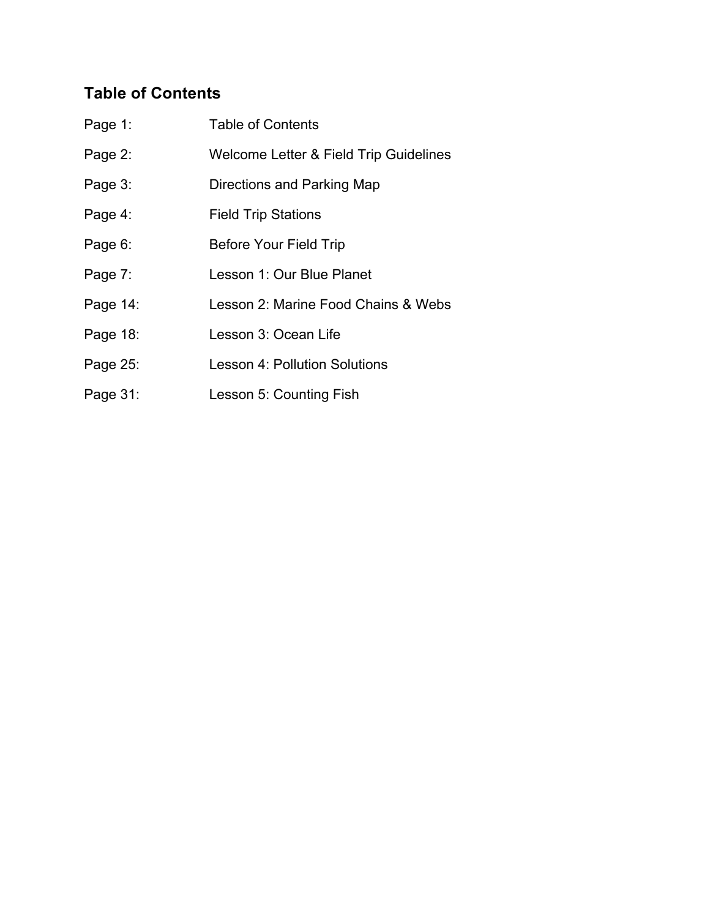## Table of Contents

| | |
|---|---|
| Page 1: | Table of Contents |
| Page 2: | Welcome Letter & Field Trip Guidelines |
| Page 3: | Directions and Parking Map |
| Page 4: | Field Trip Stations |
| Page 6: | Before Your Field Trip |
| Page 7: | Lesson 1: Our Blue Planet |
| Page 14: | Lesson 2: Marine Food Chains & Webs |
| Page 18: | Lesson 3: Ocean Life |
| Page 25: | Lesson 4: Pollution Solutions |
| Page 31: | Lesson 5: Counting Fish |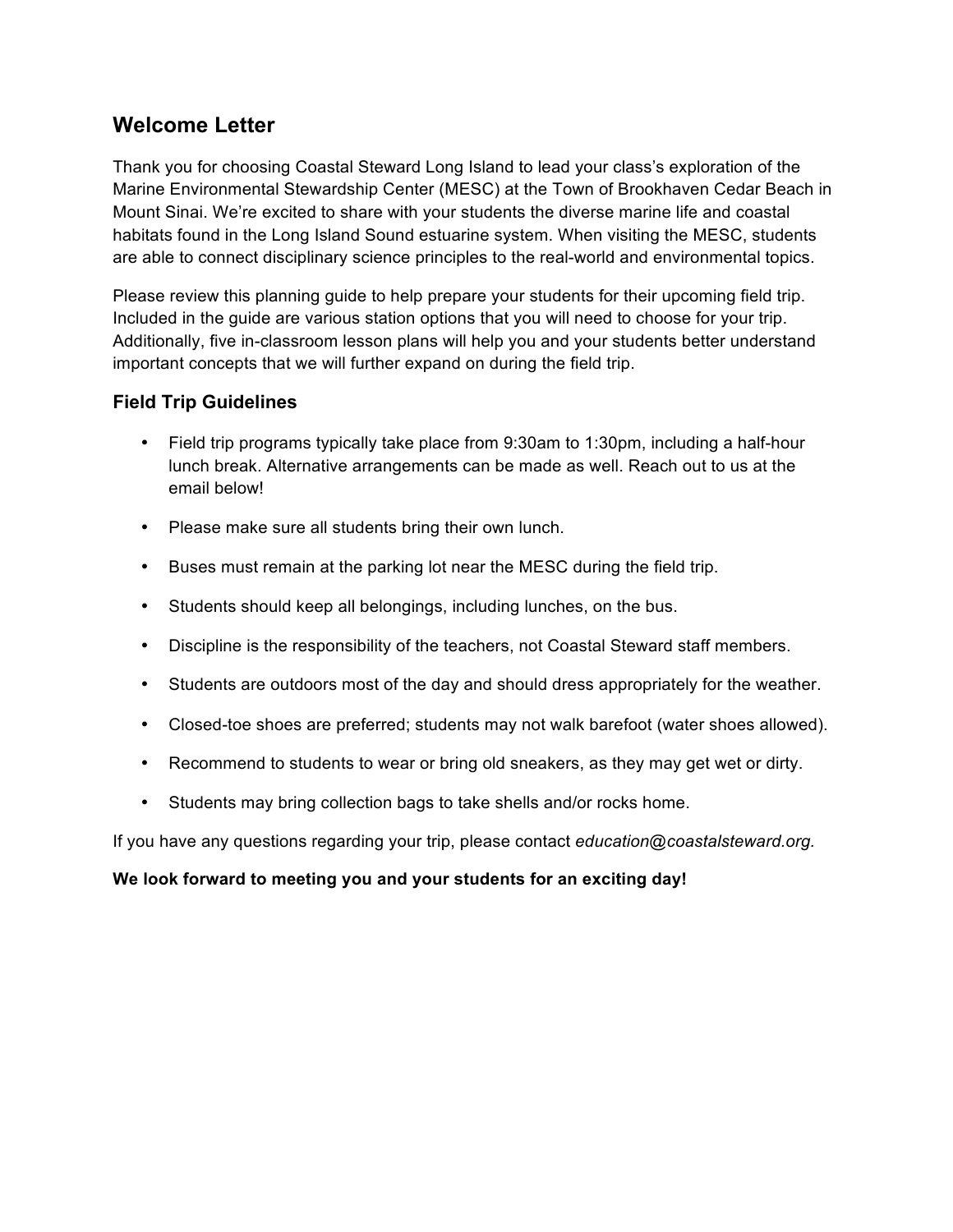## Welcome Letter

Thank you for choosing Coastal Steward Long Island to lead your class's exploration of the Marine Environmental Stewardship Center (MESC) at the Town of Brookhaven Cedar Beach in Mount Sinai. We're excited to share with your students the diverse marine life and coastal habitats found in the Long Island Sound estuarine system. When visiting the MESC, students are able to connect disciplinary science principles to the real-world and environmental topics.

Please review this planning guide to help prepare your students for their upcoming field trip. Included in the guide are various station options that you will need to choose for your trip. Additionally, five in-classroom lesson plans will help you and your students better understand important concepts that we will further expand on during the field trip.

### Field Trip Guidelines

- Field trip programs typically take place from 9:30am to 1:30pm, including a half-hour lunch break. Alternative arrangements can be made as well. Reach out to us at the email below!
- Please make sure all students bring their own lunch.
- Buses must remain at the parking lot near the MESC during the field trip.
- Students should keep all belongings, including lunches, on the bus.
- Discipline is the responsibility of the teachers, not Coastal Steward staff members.
- Students are outdoors most of the day and should dress appropriately for the weather.
- Closed-toe shoes are preferred; students may not walk barefoot (water shoes allowed).
- Recommend to students to wear or bring old sneakers, as they may get wet or dirty.
- Students may bring collection bags to take shells and/or rocks home.

If you have any questions regarding your trip, please contact *education@coastalsteward.org.*

**We look forward to meeting you and your students for an exciting day!**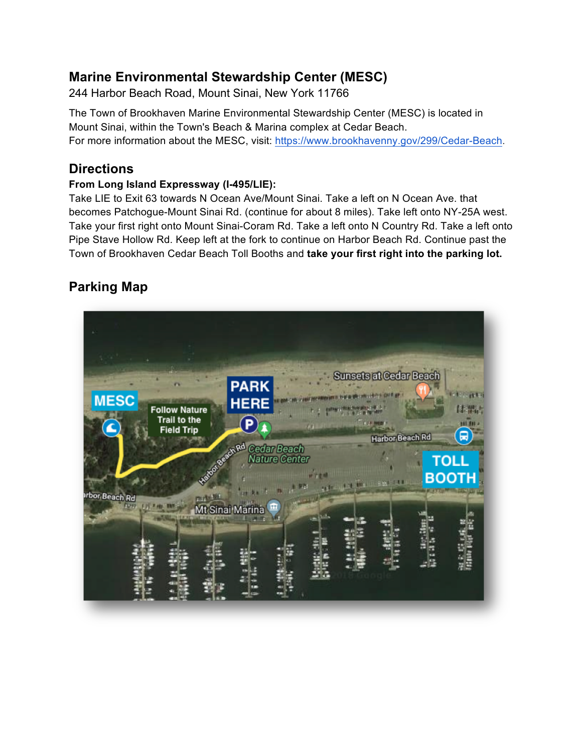## Marine Environmental Stewardship Center (MESC)

244 Harbor Beach Road, Mount Sinai, New York 11766

The Town of Brookhaven Marine Environmental Stewardship Center (MESC) is located in Mount Sinai, within the Town's Beach & Marina complex at Cedar Beach.
For more information about the MESC, visit: https://www.brookhavenny.gov/299/Cedar-Beach.

## Directions

**From Long Island Expressway (I-495/LIE):**

Take LIE to Exit 63 towards N Ocean Ave/Mount Sinai. Take a left on N Ocean Ave. that becomes Patchogue-Mount Sinai Rd. (continue for about 8 miles). Take left onto NY-25A west. Take your first right onto Mount Sinai-Coram Rd. Take a left onto N Country Rd. Take a left onto Pipe Stave Hollow Rd. Keep left at the fork to continue on Harbor Beach Rd. Continue past the Town of Brookhaven Cedar Beach Toll Booths and **take your first right into the parking lot.**

## Parking Map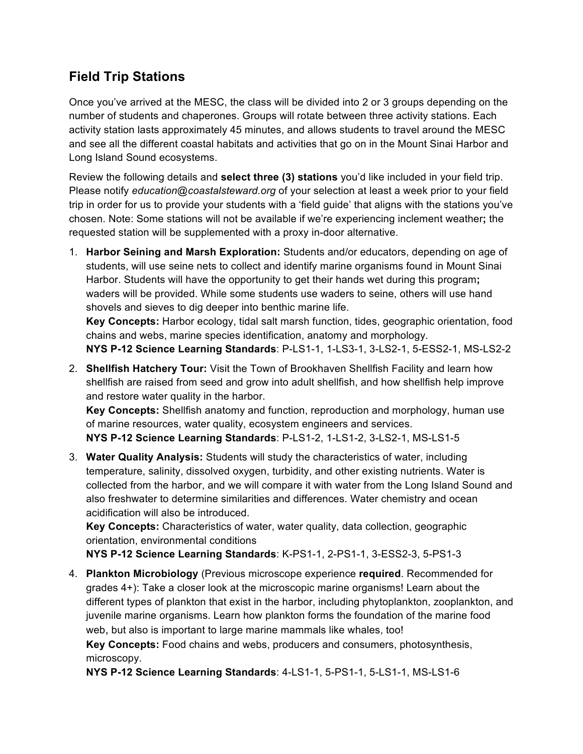## Field Trip Stations

Once you've arrived at the MESC, the class will be divided into 2 or 3 groups depending on the number of students and chaperones. Groups will rotate between three activity stations. Each activity station lasts approximately 45 minutes, and allows students to travel around the MESC and see all the different coastal habitats and activities that go on in the Mount Sinai Harbor and Long Island Sound ecosystems.

Review the following details and **select three (3) stations** you'd like included in your field trip. Please notify *education@coastalsteward.org* of your selection at least a week prior to your field trip in order for us to provide your students with a 'field guide' that aligns with the stations you've chosen. Note: Some stations will not be available if we're experiencing inclement weather**;** the requested station will be supplemented with a proxy in-door alternative.

1. **Harbor Seining and Marsh Exploration:** Students and/or educators, depending on age of students, will use seine nets to collect and identify marine organisms found in Mount Sinai Harbor. Students will have the opportunity to get their hands wet during this program**;** waders will be provided. While some students use waders to seine, others will use hand shovels and sieves to dig deeper into benthic marine life.
   **Key Concepts:** Harbor ecology, tidal salt marsh function, tides, geographic orientation, food chains and webs, marine species identification, anatomy and morphology.
   **NYS P-12 Science Learning Standards**: P-LS1-1, 1-LS3-1, 3-LS2-1, 5-ESS2-1, MS-LS2-2

2. **Shellfish Hatchery Tour:** Visit the Town of Brookhaven Shellfish Facility and learn how shellfish are raised from seed and grow into adult shellfish, and how shellfish help improve and restore water quality in the harbor.
   **Key Concepts:** Shellfish anatomy and function, reproduction and morphology, human use of marine resources, water quality, ecosystem engineers and services.
   **NYS P-12 Science Learning Standards**: P-LS1-2, 1-LS1-2, 3-LS2-1, MS-LS1-5

3. **Water Quality Analysis:** Students will study the characteristics of water, including temperature, salinity, dissolved oxygen, turbidity, and other existing nutrients. Water is collected from the harbor, and we will compare it with water from the Long Island Sound and also freshwater to determine similarities and differences. Water chemistry and ocean acidification will also be introduced.
   **Key Concepts:** Characteristics of water, water quality, data collection, geographic orientation, environmental conditions
   **NYS P-12 Science Learning Standards**: K-PS1-1, 2-PS1-1, 3-ESS2-3, 5-PS1-3

4. **Plankton Microbiology** (Previous microscope experience **required**. Recommended for grades 4+): Take a closer look at the microscopic marine organisms! Learn about the different types of plankton that exist in the harbor, including phytoplankton, zooplankton, and juvenile marine organisms. Learn how plankton forms the foundation of the marine food web, but also is important to large marine mammals like whales, too!
   **Key Concepts:** Food chains and webs, producers and consumers, photosynthesis, microscopy.
   **NYS P-12 Science Learning Standards**: 4-LS1-1, 5-PS1-1, 5-LS1-1, MS-LS1-6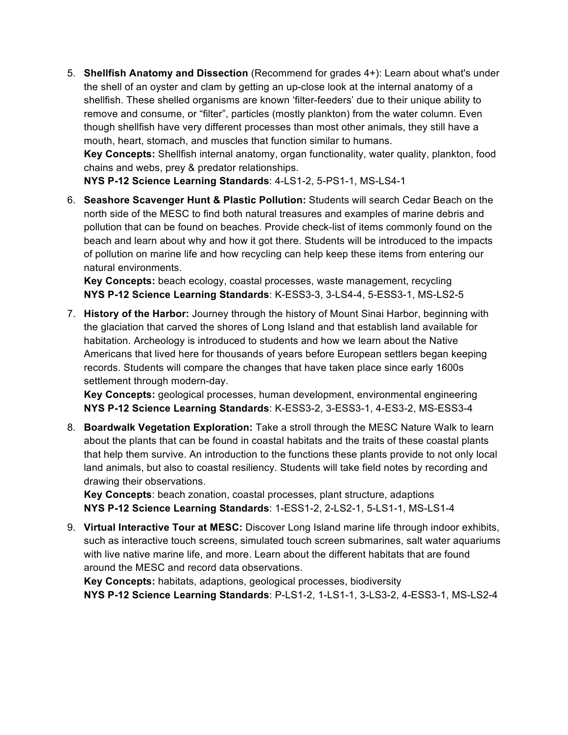5. **Shellfish Anatomy and Dissection** (Recommend for grades 4+): Learn about what's under the shell of an oyster and clam by getting an up-close look at the internal anatomy of a shellfish. These shelled organisms are known 'filter-feeders' due to their unique ability to remove and consume, or "filter", particles (mostly plankton) from the water column. Even though shellfish have very different processes than most other animals, they still have a mouth, heart, stomach, and muscles that function similar to humans.
   **Key Concepts:** Shellfish internal anatomy, organ functionality, water quality, plankton, food chains and webs, prey & predator relationships.
   **NYS P-12 Science Learning Standards**: 4-LS1-2, 5-PS1-1, MS-LS4-1

6. **Seashore Scavenger Hunt & Plastic Pollution:** Students will search Cedar Beach on the north side of the MESC to find both natural treasures and examples of marine debris and pollution that can be found on beaches. Provide check-list of items commonly found on the beach and learn about why and how it got there. Students will be introduced to the impacts of pollution on marine life and how recycling can help keep these items from entering our natural environments.
   **Key Concepts:** beach ecology, coastal processes, waste management, recycling
   **NYS P-12 Science Learning Standards**: K-ESS3-3, 3-LS4-4, 5-ESS3-1, MS-LS2-5

7. **History of the Harbor:** Journey through the history of Mount Sinai Harbor, beginning with the glaciation that carved the shores of Long Island and that establish land available for habitation. Archeology is introduced to students and how we learn about the Native Americans that lived here for thousands of years before European settlers began keeping records. Students will compare the changes that have taken place since early 1600s settlement through modern-day.
   **Key Concepts:** geological processes, human development, environmental engineering
   **NYS P-12 Science Learning Standards**: K-ESS3-2, 3-ESS3-1, 4-ES3-2, MS-ESS3-4

8. **Boardwalk Vegetation Exploration:** Take a stroll through the MESC Nature Walk to learn about the plants that can be found in coastal habitats and the traits of these coastal plants that help them survive. An introduction to the functions these plants provide to not only local land animals, but also to coastal resiliency. Students will take field notes by recording and drawing their observations.
   **Key Concepts**: beach zonation, coastal processes, plant structure, adaptions
   **NYS P-12 Science Learning Standards**: 1-ESS1-2, 2-LS2-1, 5-LS1-1, MS-LS1-4

9. **Virtual Interactive Tour at MESC:** Discover Long Island marine life through indoor exhibits, such as interactive touch screens, simulated touch screen submarines, salt water aquariums with live native marine life, and more. Learn about the different habitats that are found around the MESC and record data observations.
   **Key Concepts:** habitats, adaptions, geological processes, biodiversity
   **NYS P-12 Science Learning Standards**: P-LS1-2, 1-LS1-1, 3-LS3-2, 4-ESS3-1, MS-LS2-4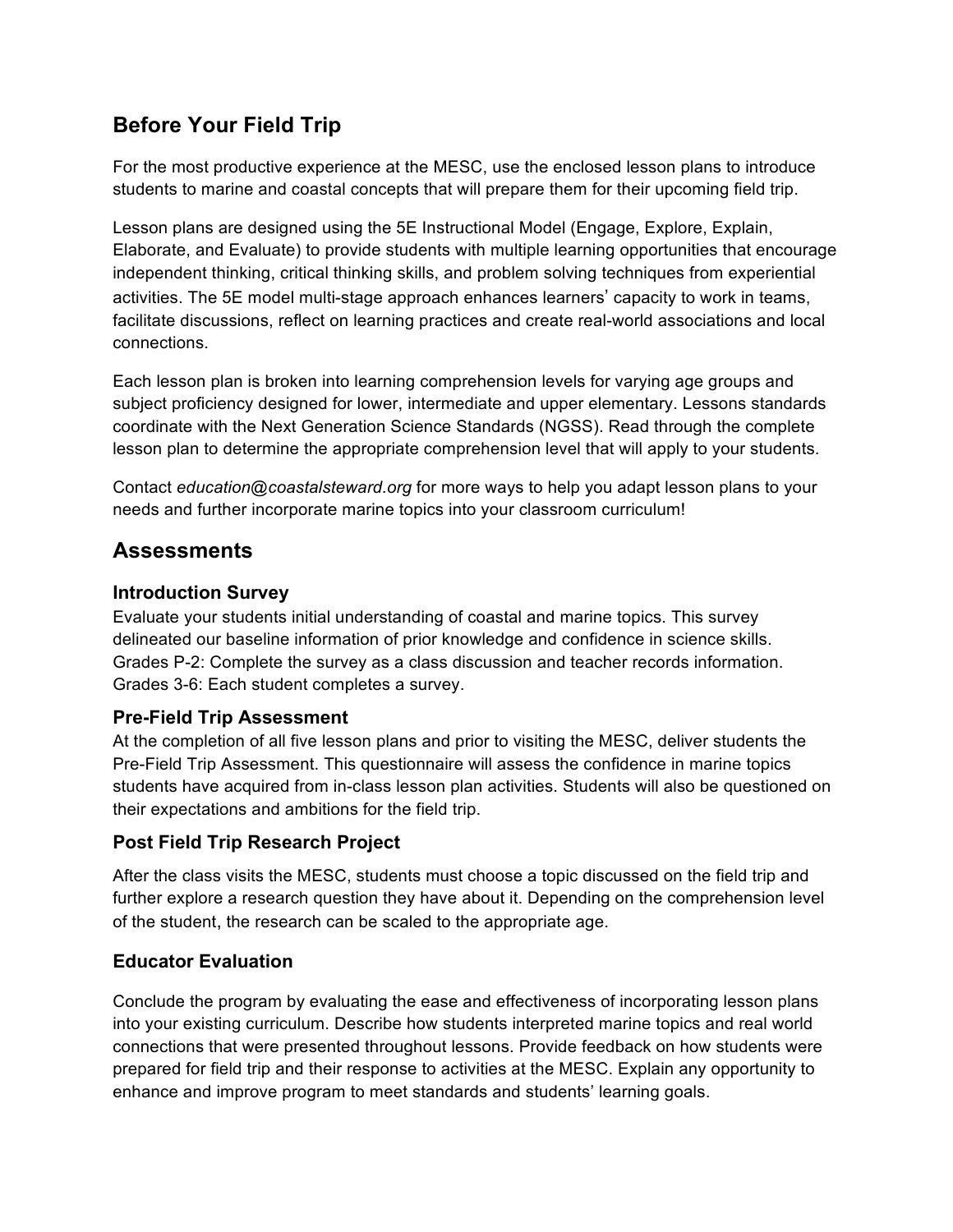## Before Your Field Trip

For the most productive experience at the MESC, use the enclosed lesson plans to introduce students to marine and coastal concepts that will prepare them for their upcoming field trip.

Lesson plans are designed using the 5E Instructional Model (Engage, Explore, Explain, Elaborate, and Evaluate) to provide students with multiple learning opportunities that encourage independent thinking, critical thinking skills, and problem solving techniques from experiential activities. The 5E model multi-stage approach enhances learners' capacity to work in teams, facilitate discussions, reflect on learning practices and create real-world associations and local connections.

Each lesson plan is broken into learning comprehension levels for varying age groups and subject proficiency designed for lower, intermediate and upper elementary. Lessons standards coordinate with the Next Generation Science Standards (NGSS). Read through the complete lesson plan to determine the appropriate comprehension level that will apply to your students.

Contact *education@coastalsteward.org* for more ways to help you adapt lesson plans to your needs and further incorporate marine topics into your classroom curriculum!

## Assessments

### Introduction Survey

Evaluate your students initial understanding of coastal and marine topics. This survey delineated our baseline information of prior knowledge and confidence in science skills.
Grades P-2: Complete the survey as a class discussion and teacher records information.
Grades 3-6: Each student completes a survey.

### Pre-Field Trip Assessment

At the completion of all five lesson plans and prior to visiting the MESC, deliver students the Pre-Field Trip Assessment. This questionnaire will assess the confidence in marine topics students have acquired from in-class lesson plan activities. Students will also be questioned on their expectations and ambitions for the field trip.

### Post Field Trip Research Project

After the class visits the MESC, students must choose a topic discussed on the field trip and further explore a research question they have about it. Depending on the comprehension level of the student, the research can be scaled to the appropriate age.

### Educator Evaluation

Conclude the program by evaluating the ease and effectiveness of incorporating lesson plans into your existing curriculum. Describe how students interpreted marine topics and real world connections that were presented throughout lessons. Provide feedback on how students were prepared for field trip and their response to activities at the MESC. Explain any opportunity to enhance and improve program to meet standards and students' learning goals.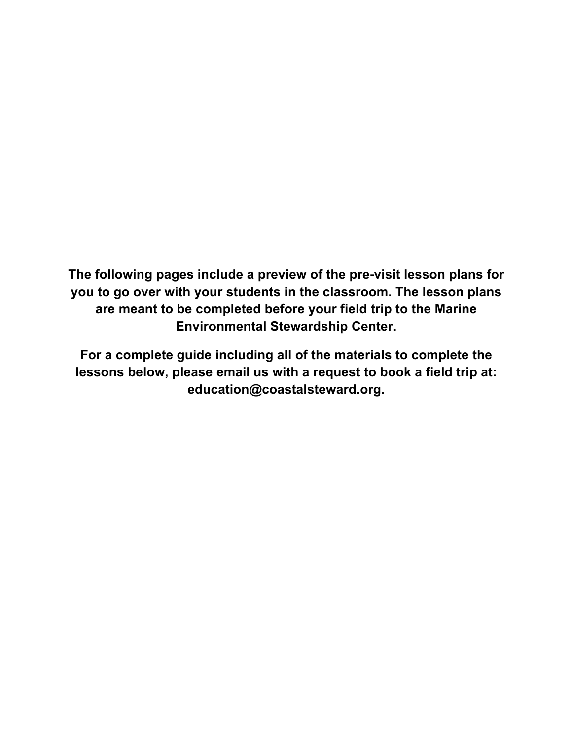**The following pages include a preview of the pre-visit lesson plans for you to go over with your students in the classroom. The lesson plans are meant to be completed before your field trip to the Marine Environmental Stewardship Center.**

**For a complete guide including all of the materials to complete the lessons below, please email us with a request to book a field trip at: education@coastalsteward.org.**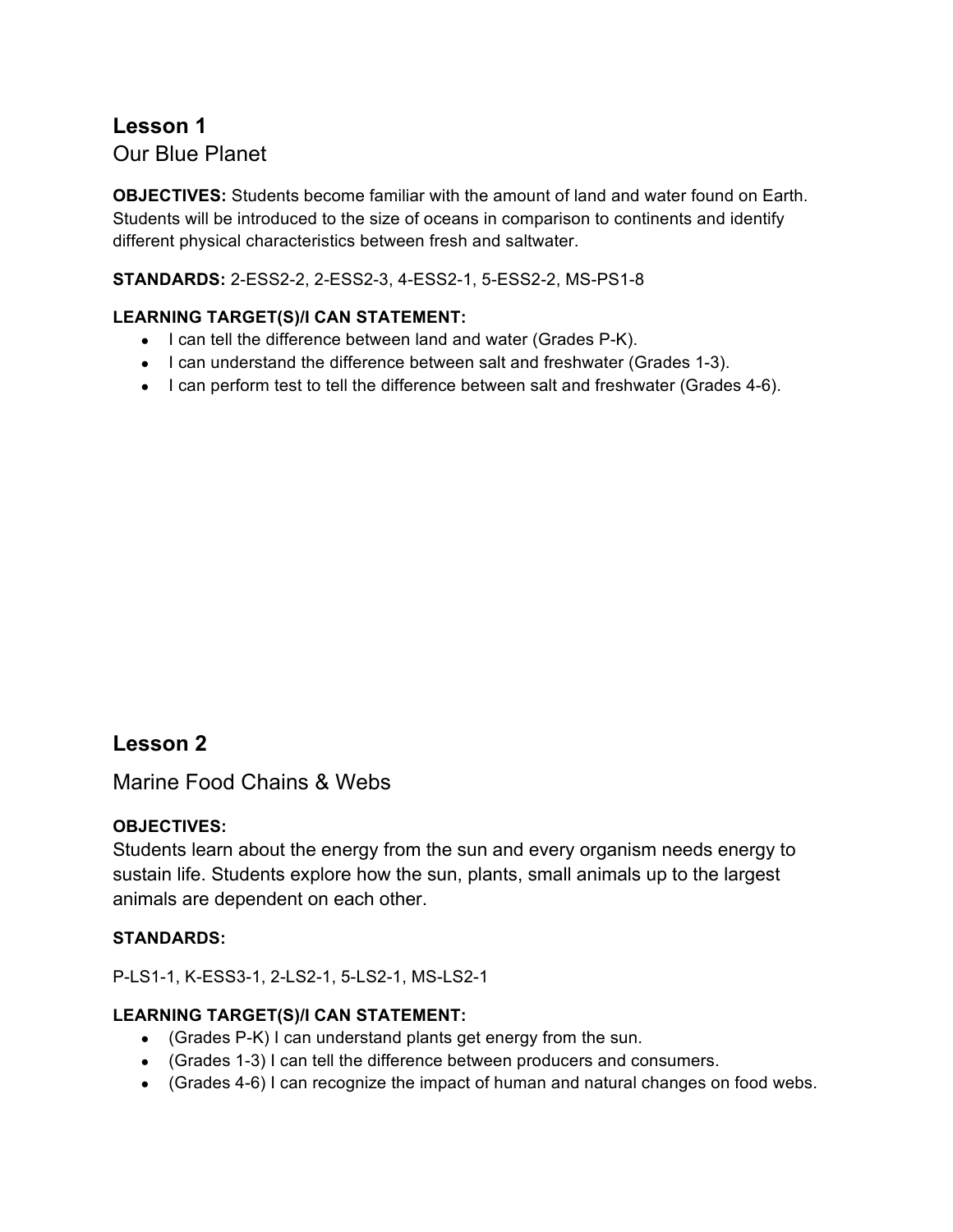## Lesson 1

Our Blue Planet

**OBJECTIVES:** Students become familiar with the amount of land and water found on Earth. Students will be introduced to the size of oceans in comparison to continents and identify different physical characteristics between fresh and saltwater.

**STANDARDS:** 2-ESS2-2, 2-ESS2-3, 4-ESS2-1, 5-ESS2-2, MS-PS1-8

**LEARNING TARGET(S)/I CAN STATEMENT:**

- I can tell the difference between land and water (Grades P-K).
- I can understand the difference between salt and freshwater (Grades 1-3).
- I can perform test to tell the difference between salt and freshwater (Grades 4-6).

## Lesson 2

Marine Food Chains & Webs

**OBJECTIVES:**

Students learn about the energy from the sun and every organism needs energy to sustain life. Students explore how the sun, plants, small animals up to the largest animals are dependent on each other.

**STANDARDS:**

P-LS1-1, K-ESS3-1, 2-LS2-1, 5-LS2-1, MS-LS2-1

**LEARNING TARGET(S)/I CAN STATEMENT:**

- (Grades P-K) I can understand plants get energy from the sun.
- (Grades 1-3) I can tell the difference between producers and consumers.
- (Grades 4-6) I can recognize the impact of human and natural changes on food webs.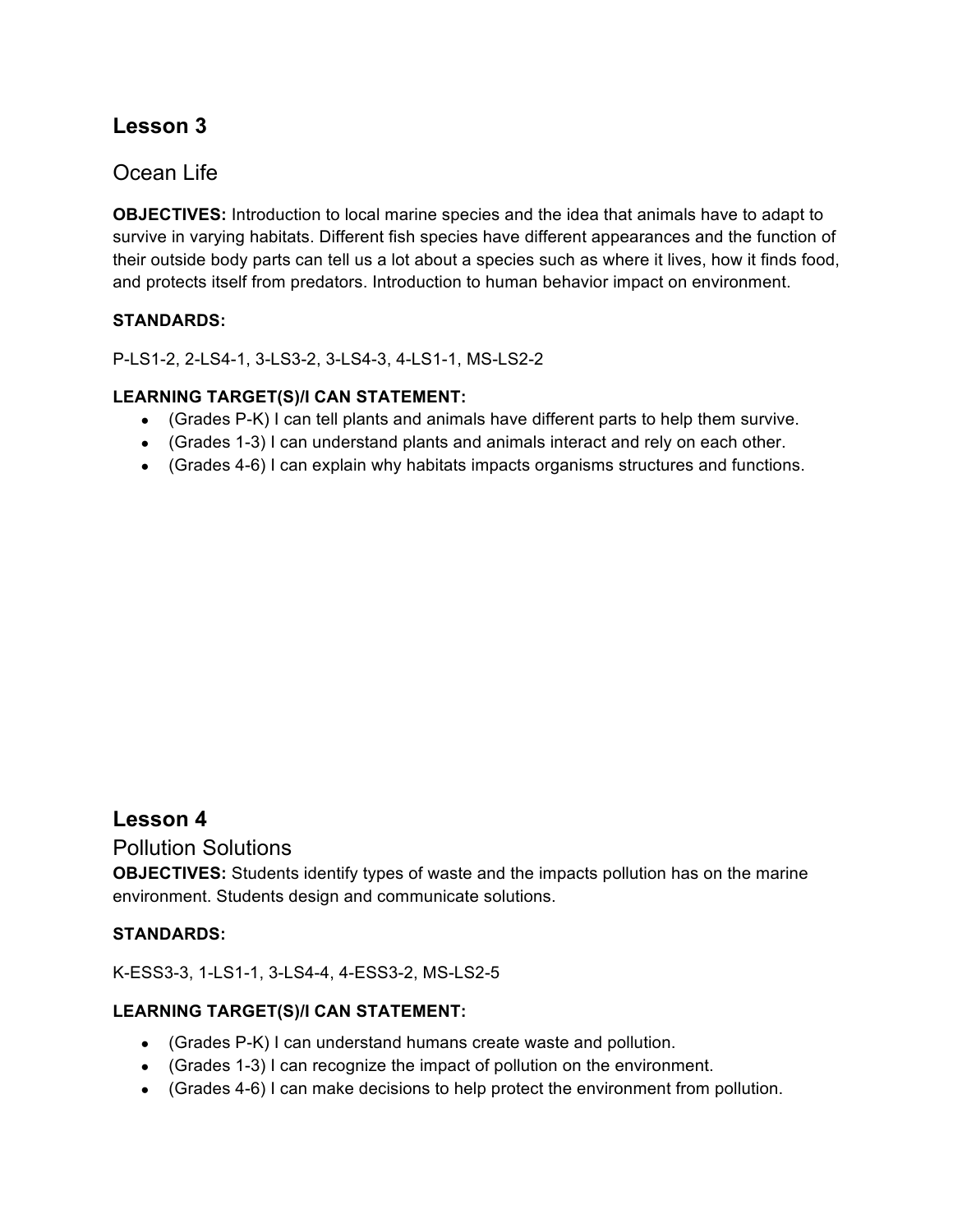## Lesson 3

### Ocean Life

**OBJECTIVES:** Introduction to local marine species and the idea that animals have to adapt to survive in varying habitats. Different fish species have different appearances and the function of their outside body parts can tell us a lot about a species such as where it lives, how it finds food, and protects itself from predators. Introduction to human behavior impact on environment.

**STANDARDS:**

P-LS1-2, 2-LS4-1, 3-LS3-2, 3-LS4-3, 4-LS1-1, MS-LS2-2

**LEARNING TARGET(S)/I CAN STATEMENT:**

- (Grades P-K) I can tell plants and animals have different parts to help them survive.
- (Grades 1-3) I can understand plants and animals interact and rely on each other.
- (Grades 4-6) I can explain why habitats impacts organisms structures and functions.

## Lesson 4

### Pollution Solutions

**OBJECTIVES:** Students identify types of waste and the impacts pollution has on the marine environment. Students design and communicate solutions.

**STANDARDS:**

K-ESS3-3, 1-LS1-1, 3-LS4-4, 4-ESS3-2, MS-LS2-5

**LEARNING TARGET(S)/I CAN STATEMENT:**

- (Grades P-K) I can understand humans create waste and pollution.
- (Grades 1-3) I can recognize the impact of pollution on the environment.
- (Grades 4-6) I can make decisions to help protect the environment from pollution.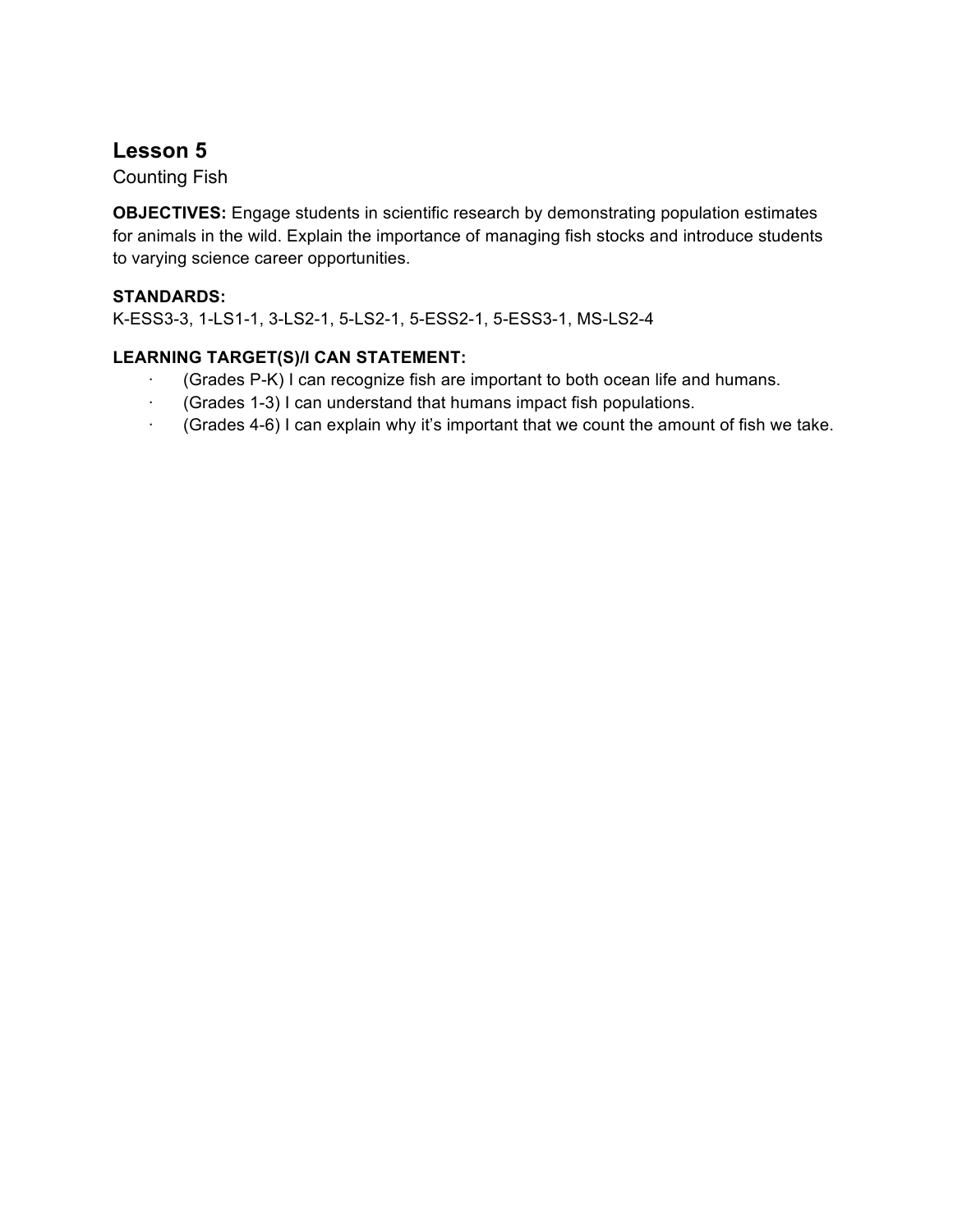## Lesson 5

Counting Fish

**OBJECTIVES:** Engage students in scientific research by demonstrating population estimates for animals in the wild. Explain the importance of managing fish stocks and introduce students to varying science career opportunities.

**STANDARDS:**

K-ESS3-3, 1-LS1-1, 3-LS2-1, 5-LS2-1, 5-ESS2-1, 5-ESS3-1, MS-LS2-4

**LEARNING TARGET(S)/I CAN STATEMENT:**

- (Grades P-K) I can recognize fish are important to both ocean life and humans.
- (Grades 1-3) I can understand that humans impact fish populations.
- (Grades 4-6) I can explain why it's important that we count the amount of fish we take.